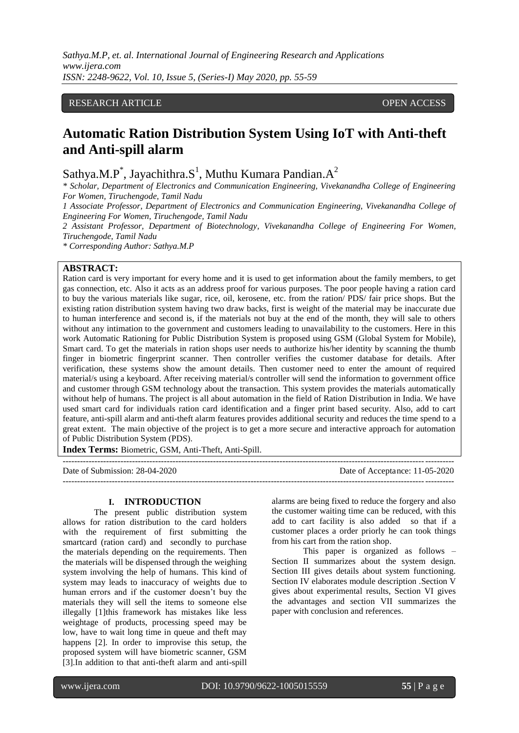RESEARCH ARTICLE OPEN ACCESS

# Automatic Ration Distribution System Using IoT with Anti-theft and Anti-spill alarm

Sathya.M.P[*], Jayachithra.S[1], Muthu Kumara Pandian.A[2]

*\* Scholar, Department of Electronics and Communication Engineering, Vivekanandha College of Engineering For Women, Tiruchengode, Tamil Nadu*

*1 Associate Professor, Department of Electronics and Communication Engineering, Vivekanandha College of Engineering For Women, Tiruchengode, Tamil Nadu*

*2 Assistant Professor, Department of Biotechnology, Vivekanandha College of Engineering For Women, Tiruchengode, Tamil Nadu*

*\* Corresponding Author: Sathya.M.P*

**ABSTRACT:**

Ration card is very important for every home and it is used to get information about the family members, to get gas connection, etc. Also it acts as an address proof for various purposes. The poor people having a ration card to buy the various materials like sugar, rice, oil, kerosene, etc. from the ration/ PDS/ fair price shops. But the existing ration distribution system having two draw backs, first is weight of the material may be inaccurate due to human interference and second is, if the materials not buy at the end of the month, they will sale to others without any intimation to the government and customers leading to unavailability to the customers. Here in this work Automatic Rationing for Public Distribution System is proposed using GSM (Global System for Mobile), Smart card. To get the materials in ration shops user needs to authorize his/her identity by scanning the thumb finger in biometric fingerprint scanner. Then controller verifies the customer database for details. After verification, these systems show the amount details. Then customer need to enter the amount of required material/s using a keyboard. After receiving material/s controller will send the information to government office and customer through GSM technology about the transaction. This system provides the materials automatically without help of humans. The project is all about automation in the field of Ration Distribution in India. We have used smart card for individuals ration card identification and a finger print based security. Also, add to cart feature, anti-spill alarm and anti-theft alarm features provides additional security and reduces the time spend to a great extent. The main objective of the project is to get a more secure and interactive approach for automation of Public Distribution System (PDS).

**Index Terms:** Biometric, GSM, Anti-Theft, Anti-Spill.

Date of Submission: 28-04-2020 Date of Acceptance: 11-05-2020

## I. INTRODUCTION

The present public distribution system allows for ration distribution to the card holders with the requirement of first submitting the smartcard (ration card) and secondly to purchase the materials depending on the requirements. Then the materials will be dispensed through the weighing system involving the help of humans. This kind of system may leads to inaccuracy of weights due to human errors and if the customer doesn't buy the materials they will sell the items to someone else illegally [1]this framework has mistakes like less weightage of products, processing speed may be low, have to wait long time in queue and theft may happens [2]. In order to improvise this setup, the proposed system will have biometric scanner, GSM [3].In addition to that anti-theft alarm and anti-spill alarms are being fixed to reduce the forgery and also the customer waiting time can be reduced, with this add to cart facility is also added so that if a customer places a order priorly he can took things from his cart from the ration shop.

This paper is organized as follows – Section II summarizes about the system design. Section III gives details about system functioning. Section IV elaborates module description .Section V gives about experimental results, Section VI gives the advantages and section VII summarizes the paper with conclusion and references.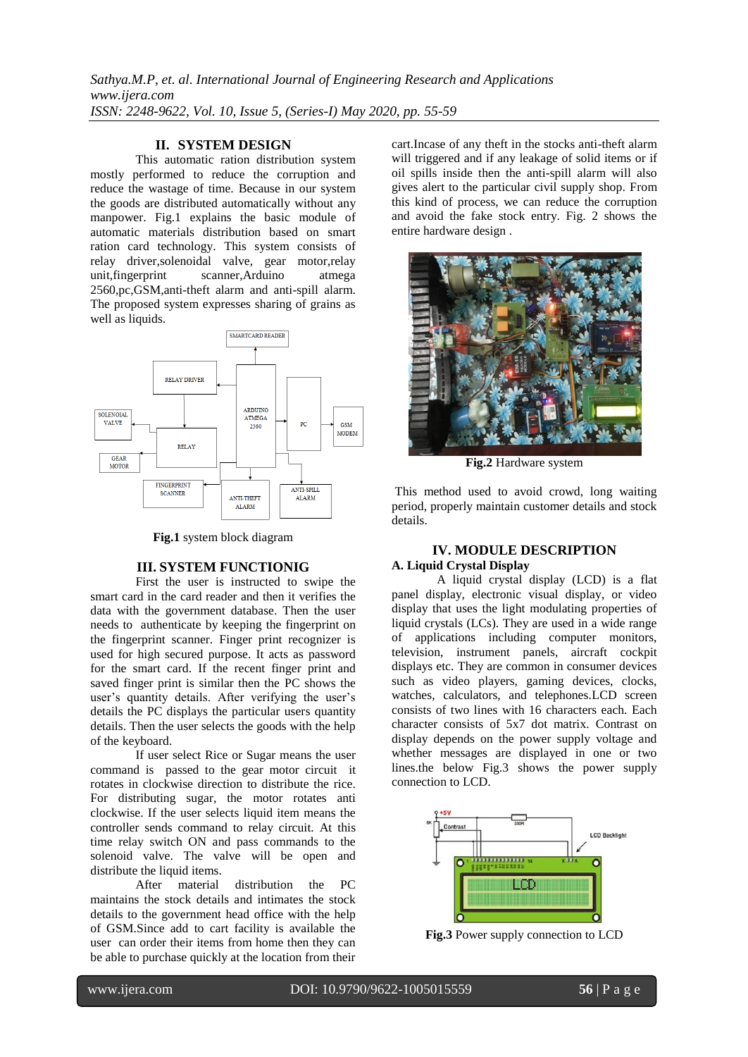## II. SYSTEM DESIGN

This automatic ration distribution system mostly performed to reduce the corruption and reduce the wastage of time. Because in our system the goods are distributed automatically without any manpower. Fig.1 explains the basic module of automatic materials distribution based on smart ration card technology. This system consists of relay driver,solenoidal valve, gear motor,relay unit,fingerprint scanner,Arduino atmega 2560,pc,GSM,anti-theft alarm and anti-spill alarm. The proposed system expresses sharing of grains as well as liquids.

**Fig.1** system block diagram

## III. SYSTEM FUNCTIONIG

First the user is instructed to swipe the smart card in the card reader and then it verifies the data with the government database. Then the user needs to authenticate by keeping the fingerprint on the fingerprint scanner. Finger print recognizer is used for high secured purpose. It acts as password for the smart card. If the recent finger print and saved finger print is similar then the PC shows the user's quantity details. After verifying the user's details the PC displays the particular users quantity details. Then the user selects the goods with the help of the keyboard.

If user select Rice or Sugar means the user command is passed to the gear motor circuit it rotates in clockwise direction to distribute the rice. For distributing sugar, the motor rotates anti clockwise. If the user selects liquid item means the controller sends command to relay circuit. At this time relay switch ON and pass commands to the solenoid valve. The valve will be open and distribute the liquid items.

After material distribution the PC maintains the stock details and intimates the stock details to the government head office with the help of GSM.Since add to cart facility is available the user can order their items from home then they can be able to purchase quickly at the location from their cart.Incase of any theft in the stocks anti-theft alarm will triggered and if any leakage of solid items or if oil spills inside then the anti-spill alarm will also gives alert to the particular civil supply shop. From this kind of process, we can reduce the corruption and avoid the fake stock entry. Fig. 2 shows the entire hardware design .

**Fig.2** Hardware system

This method used to avoid crowd, long waiting period, properly maintain customer details and stock details.

## IV. MODULE DESCRIPTION

### A. Liquid Crystal Display

A liquid crystal display (LCD) is a flat panel display, electronic visual display, or video display that uses the light modulating properties of liquid crystals (LCs). They are used in a wide range of applications including computer monitors, television, instrument panels, aircraft cockpit displays etc. They are common in consumer devices such as video players, gaming devices, clocks, watches, calculators, and telephones.LCD screen consists of two lines with 16 characters each. Each character consists of 5x7 dot matrix. Contrast on display depends on the power supply voltage and whether messages are displayed in one or two lines.the below Fig.3 shows the power supply connection to LCD.

**Fig.3** Power supply connection to LCD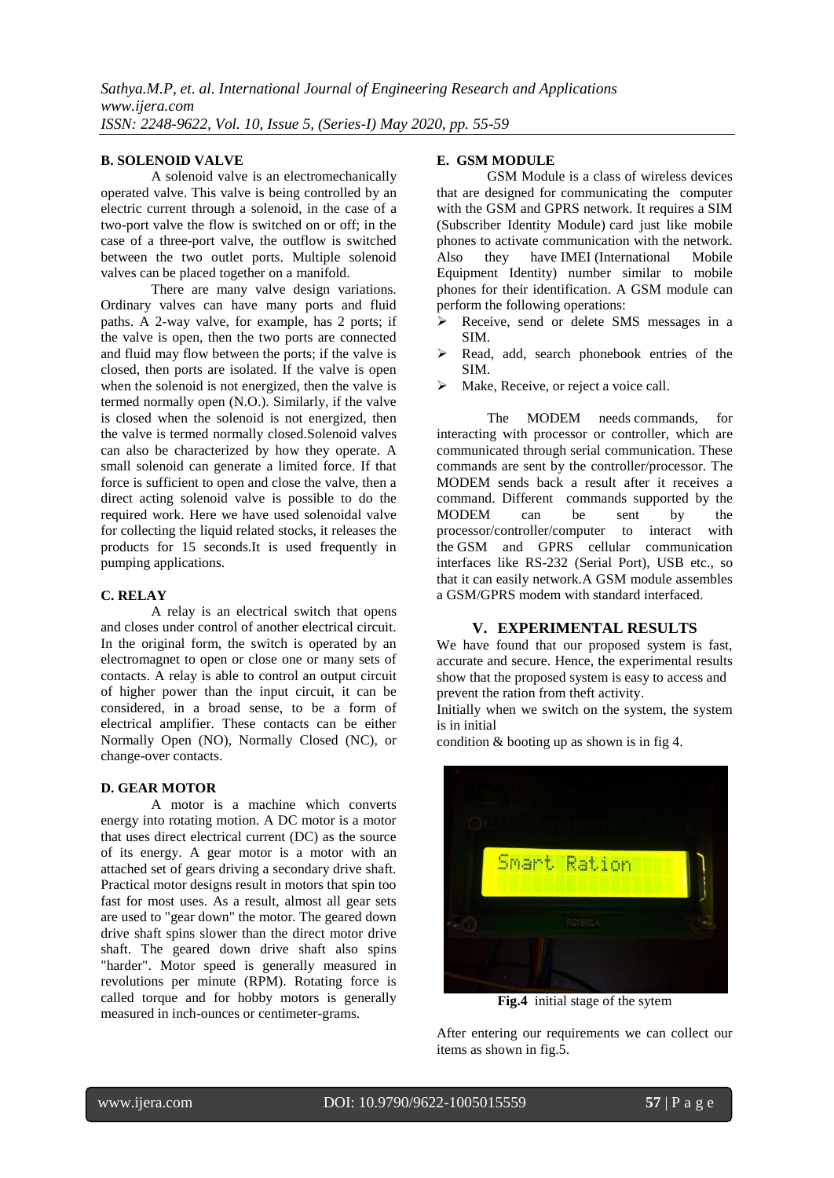**B. SOLENOID VALVE**

A solenoid valve is an electromechanically operated valve. This valve is being controlled by an electric current through a solenoid, in the case of a two-port valve the flow is switched on or off; in the case of a three-port valve, the outflow is switched between the two outlet ports. Multiple solenoid valves can be placed together on a manifold.

There are many valve design variations. Ordinary valves can have many ports and fluid paths. A 2-way valve, for example, has 2 ports; if the valve is open, then the two ports are connected and fluid may flow between the ports; if the valve is closed, then ports are isolated. If the valve is open when the solenoid is not energized, then the valve is termed normally open (N.O.). Similarly, if the valve is closed when the solenoid is not energized, then the valve is termed normally closed.Solenoid valves can also be characterized by how they operate. A small solenoid can generate a limited force. If that force is sufficient to open and close the valve, then a direct acting solenoid valve is possible to do the required work. Here we have used solenoidal valve for collecting the liquid related stocks, it releases the products for 15 seconds.It is used frequently in pumping applications.

**C. RELAY**

A relay is an electrical switch that opens and closes under control of another electrical circuit. In the original form, the switch is operated by an electromagnet to open or close one or many sets of contacts. A relay is able to control an output circuit of higher power than the input circuit, it can be considered, in a broad sense, to be a form of electrical amplifier. These contacts can be either Normally Open (NO), Normally Closed (NC), or change-over contacts.

**D. GEAR MOTOR**

A motor is a machine which converts energy into rotating motion. A DC motor is a motor that uses direct electrical current (DC) as the source of its energy. A gear motor is a motor with an attached set of gears driving a secondary drive shaft. Practical motor designs result in motors that spin too fast for most uses. As a result, almost all gear sets are used to "gear down" the motor. The geared down drive shaft spins slower than the direct motor drive shaft. The geared down drive shaft also spins "harder". Motor speed is generally measured in revolutions per minute (RPM). Rotating force is called torque and for hobby motors is generally measured in inch-ounces or centimeter-grams.

**E. GSM MODULE**

GSM Module is a class of wireless devices that are designed for communicating the computer with the GSM and GPRS network. It requires a SIM (Subscriber Identity Module) card just like mobile phones to activate communication with the network. Also they have IMEI (International Mobile Equipment Identity) number similar to mobile phones for their identification. A GSM module can perform the following operations:

- Receive, send or delete SMS messages in a SIM.
- Read, add, search phonebook entries of the SIM.
- Make, Receive, or reject a voice call.

The MODEM needs commands, for interacting with processor or controller, which are communicated through serial communication. These commands are sent by the controller/processor. The MODEM sends back a result after it receives a command. Different commands supported by the MODEM can be sent by the processor/controller/computer to interact with the GSM and GPRS cellular communication interfaces like RS-232 (Serial Port), USB etc., so that it can easily network.A GSM module assembles a GSM/GPRS modem with standard interfaced.

## V. EXPERIMENTAL RESULTS

We have found that our proposed system is fast, accurate and secure. Hence, the experimental results show that the proposed system is easy to access and prevent the ration from theft activity.

Initially when we switch on the system, the system is in initial condition & booting up as shown is in fig 4.

**Fig.4** initial stage of the sytem

After entering our requirements we can collect our items as shown in fig.5.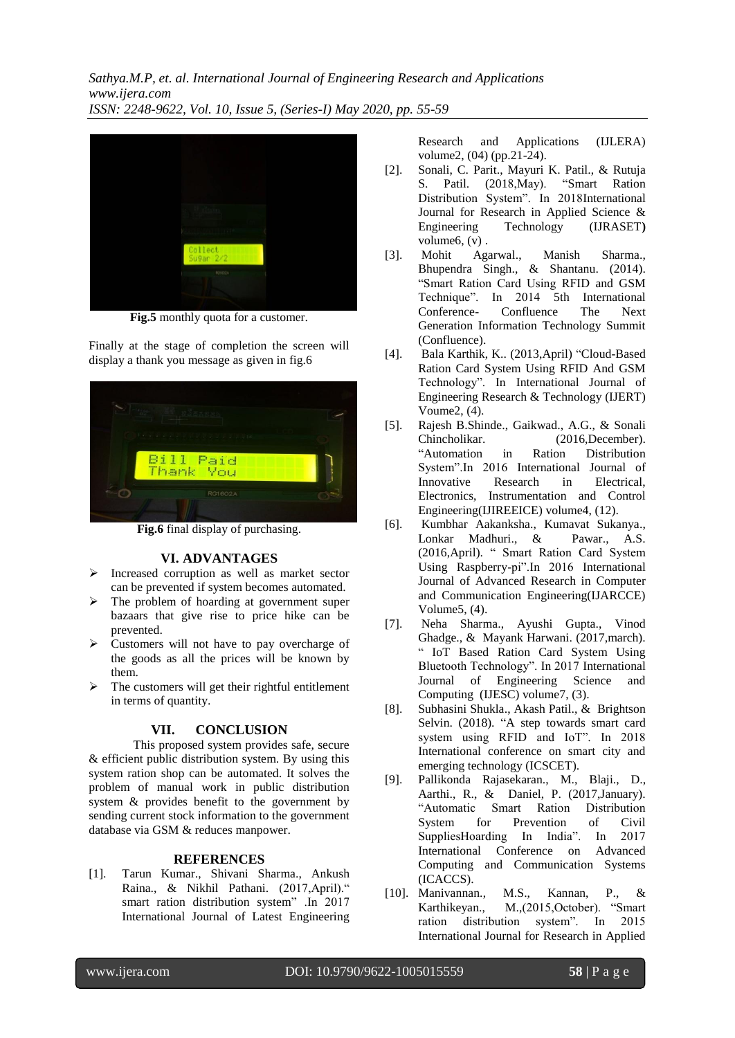**Fig.5** monthly quota for a customer.

Finally at the stage of completion the screen will display a thank you message as given in fig.6

**Fig.6** final display of purchasing.

## VI. ADVANTAGES

- Increased corruption as well as market sector can be prevented if system becomes automated.
- The problem of hoarding at government super bazaars that give rise to price hike can be prevented.
- Customers will not have to pay overcharge of the goods as all the prices will be known by them.
- The customers will get their rightful entitlement in terms of quantity.

## VII. CONCLUSION

This proposed system provides safe, secure & efficient public distribution system. By using this system ration shop can be automated. It solves the problem of manual work in public distribution system & provides benefit to the government by sending current stock information to the government database via GSM & reduces manpower.

## REFERENCES

[1]. Tarun Kumar., Shivani Sharma., Ankush Raina., & Nikhil Pathani. (2017,April).“ smart ration distribution system” .In 2017 International Journal of Latest Engineering Research and Applications (IJLERA) volume2, (04) (pp.21-24).

[2]. Sonali, C. Parit., Mayuri K. Patil., & Rutuja S. Patil. (2018,May). “Smart Ration Distribution System”. In 2018International Journal for Research in Applied Science & Engineering Technology (IJRASET**)** volume6, (v) .

[3]. Mohit Agarwal., Manish Sharma., Bhupendra Singh., & Shantanu. (2014). “Smart Ration Card Using RFID and GSM Technique”. In 2014 5th International Conference- Confluence The Next Generation Information Technology Summit (Confluence).

[4]. Bala Karthik, K.. (2013,April) “Cloud-Based Ration Card System Using RFID And GSM Technology”. In International Journal of Engineering Research & Technology (IJERT) Voume2, (4).

[5]. Rajesh B.Shinde., Gaikwad., A.G., & Sonali Chincholikar. (2016,December). “Automation in Ration Distribution System”.In 2016 International Journal of Innovative Research in Electrical, Electronics, Instrumentation and Control Engineering(IJIREEICE) volume4, (12).

[6]. Kumbhar Aakanksha., Kumavat Sukanya., Lonkar Madhuri., & Pawar., A.S. (2016,April). “ Smart Ration Card System Using Raspberry-pi”.In 2016 International Journal of Advanced Research in Computer and Communication Engineering(IJARCCE) Volume5, (4).

[7]. Neha Sharma., Ayushi Gupta., Vinod Ghadge., & Mayank Harwani. (2017,march). “ IoT Based Ration Card System Using Bluetooth Technology”. In 2017 International Journal of Engineering Science and Computing (IJESC) volume7, (3).

[8]. Subhasini Shukla., Akash Patil., & Brightson Selvin. (2018). “A step towards smart card system using RFID and IoT”. In 2018 International conference on smart city and emerging technology (ICSCET).

[9]. Pallikonda Rajasekaran., M., Blaji., D., Aarthi., R., & Daniel, P. (2017,January). “Automatic Smart Ration Distribution System for Prevention of Civil SuppliesHoarding In India”. In 2017 International Conference on Advanced Computing and Communication Systems (ICACCS).

[10]. Manivannan., M.S., Kannan, P., & Karthikeyan., M.,(2015,October). “Smart ration distribution system”. In 2015 International Journal for Research in Applied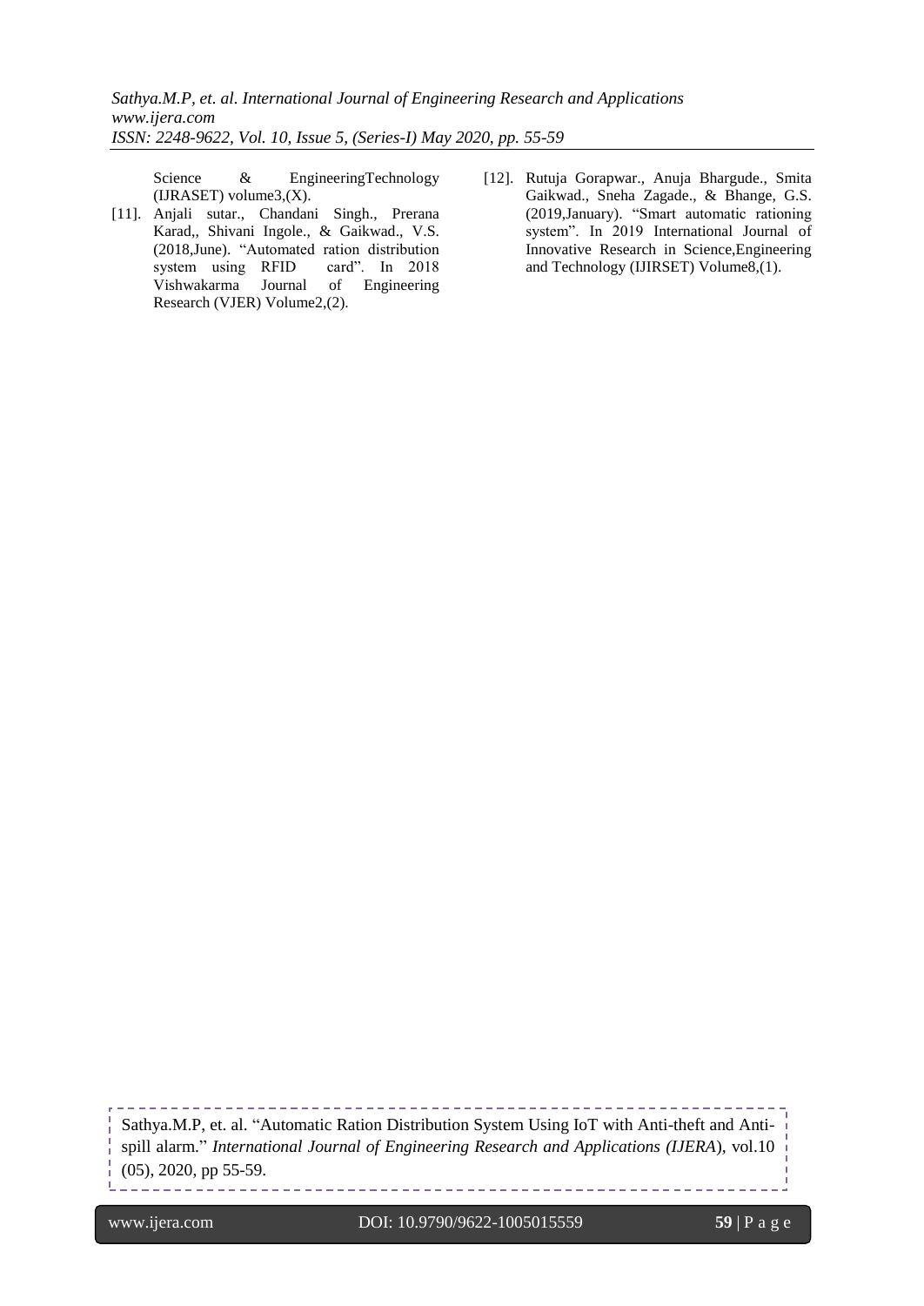Science & EngineeringTechnology (IJRASET) volume3,(X).

[11]. Anjali sutar., Chandani Singh., Prerana Karad,, Shivani Ingole., & Gaikwad., V.S. (2018,June). "Automated ration distribution system using RFID card". In 2018 Vishwakarma Journal of Engineering Research (VJER) Volume2,(2).

[12]. Rutuja Gorapwar., Anuja Bhargude., Smita Gaikwad., Sneha Zagade., & Bhange, G.S. (2019,January). "Smart automatic rationing system". In 2019 International Journal of Innovative Research in Science,Engineering and Technology (IJIRSET) Volume8,(1).

Sathya.M.P, et. al. "Automatic Ration Distribution System Using IoT with Anti-theft and Anti-spill alarm." *International Journal of Engineering Research and Applications (IJERA*), vol.10 (05), 2020, pp 55-59.